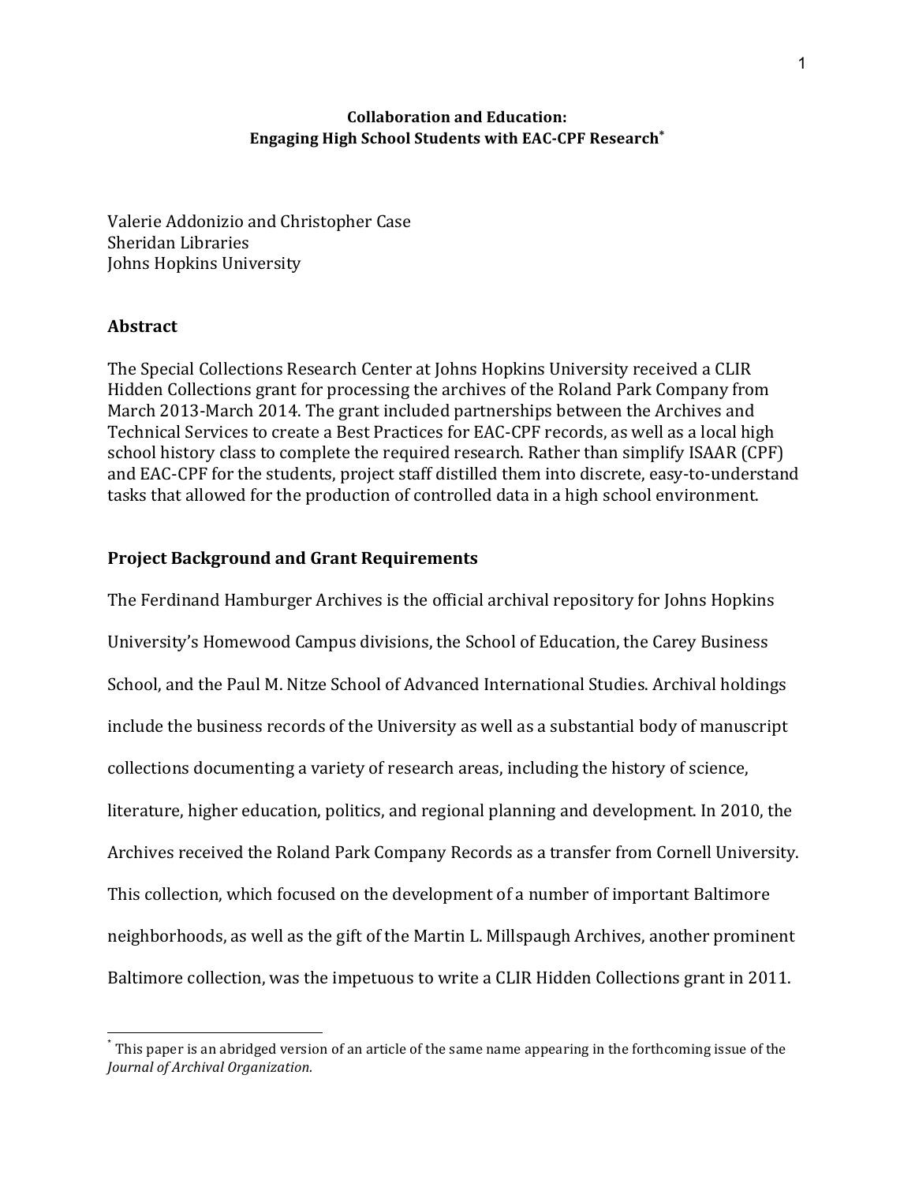# Collaboration and Education:
# Engaging High School Students with EAC-CPF Research*

Valerie Addonizio and Christopher Case
Sheridan Libraries
Johns Hopkins University

## Abstract

The Special Collections Research Center at Johns Hopkins University received a CLIR Hidden Collections grant for processing the archives of the Roland Park Company from March 2013-March 2014. The grant included partnerships between the Archives and Technical Services to create a Best Practices for EAC-CPF records, as well as a local high school history class to complete the required research. Rather than simplify ISAAR (CPF) and EAC-CPF for the students, project staff distilled them into discrete, easy-to-understand tasks that allowed for the production of controlled data in a high school environment.

## Project Background and Grant Requirements

The Ferdinand Hamburger Archives is the official archival repository for Johns Hopkins University's Homewood Campus divisions, the School of Education, the Carey Business School, and the Paul M. Nitze School of Advanced International Studies. Archival holdings include the business records of the University as well as a substantial body of manuscript collections documenting a variety of research areas, including the history of science, literature, higher education, politics, and regional planning and development. In 2010, the Archives received the Roland Park Company Records as a transfer from Cornell University. This collection, which focused on the development of a number of important Baltimore neighborhoods, as well as the gift of the Martin L. Millspaugh Archives, another prominent Baltimore collection, was the impetuous to write a CLIR Hidden Collections grant in 2011.

---

* This paper is an abridged version of an article of the same name appearing in the forthcoming issue of the *Journal of Archival Organization.*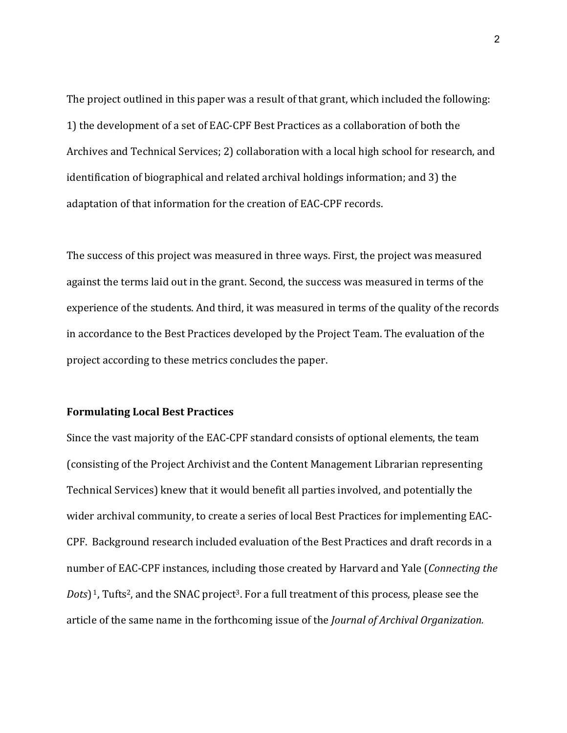The project outlined in this paper was a result of that grant, which included the following: 1) the development of a set of EAC-CPF Best Practices as a collaboration of both the Archives and Technical Services; 2) collaboration with a local high school for research, and identification of biographical and related archival holdings information; and 3) the adaptation of that information for the creation of EAC-CPF records.

The success of this project was measured in three ways. First, the project was measured against the terms laid out in the grant. Second, the success was measured in terms of the experience of the students. And third, it was measured in terms of the quality of the records in accordance to the Best Practices developed by the Project Team. The evaluation of the project according to these metrics concludes the paper.

**Formulating Local Best Practices**

Since the vast majority of the EAC-CPF standard consists of optional elements, the team (consisting of the Project Archivist and the Content Management Librarian representing Technical Services) knew that it would benefit all parties involved, and potentially the wider archival community, to create a series of local Best Practices for implementing EAC-CPF. Background research included evaluation of the Best Practices and draft records in a number of EAC-CPF instances, including those created by Harvard and Yale (*Connecting the Dots*)[1], Tufts[2], and the SNAC project[3]. For a full treatment of this process, please see the article of the same name in the forthcoming issue of the *Journal of Archival Organization.*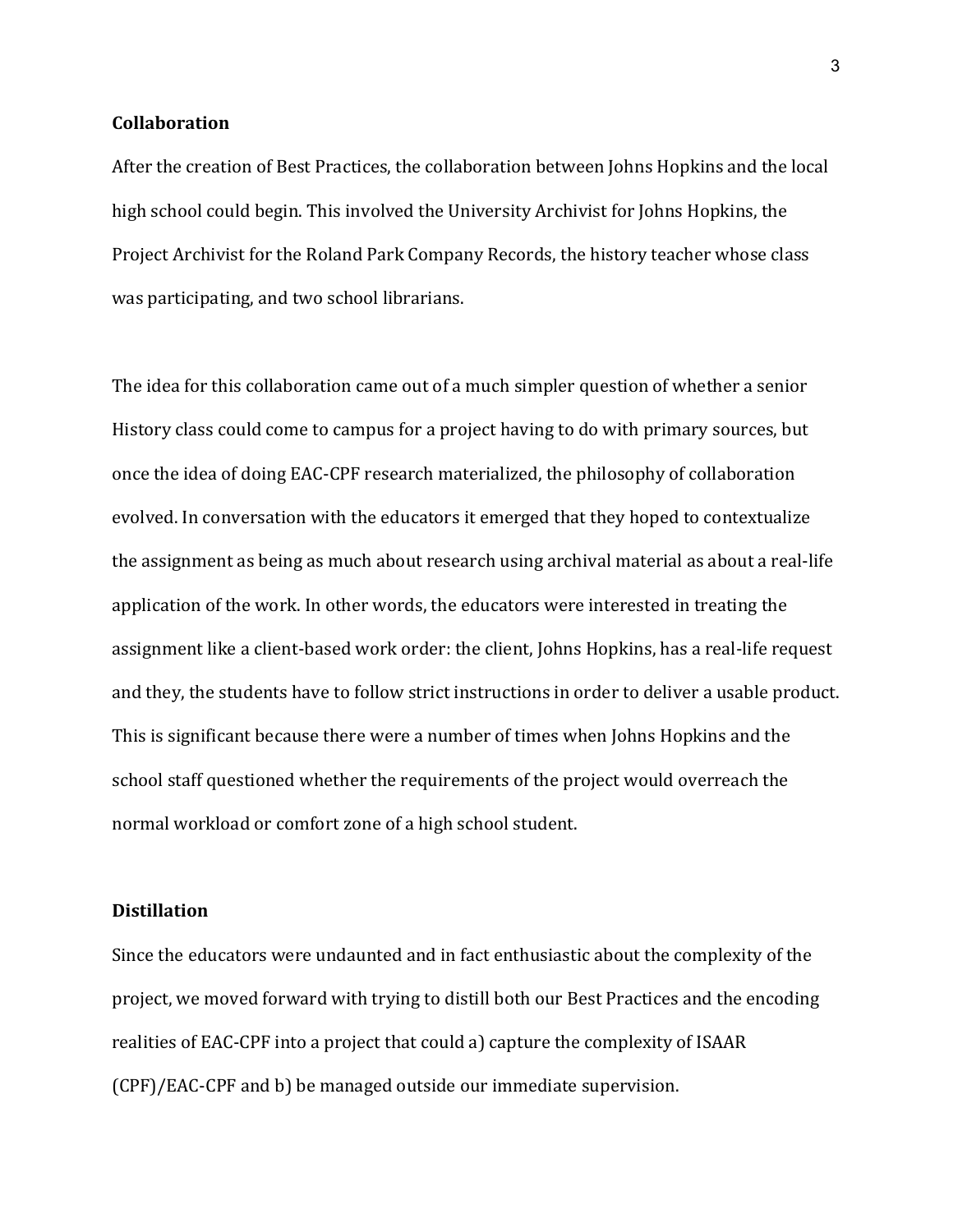**Collaboration**

After the creation of Best Practices, the collaboration between Johns Hopkins and the local high school could begin. This involved the University Archivist for Johns Hopkins, the Project Archivist for the Roland Park Company Records, the history teacher whose class was participating, and two school librarians.

The idea for this collaboration came out of a much simpler question of whether a senior History class could come to campus for a project having to do with primary sources, but once the idea of doing EAC-CPF research materialized, the philosophy of collaboration evolved. In conversation with the educators it emerged that they hoped to contextualize the assignment as being as much about research using archival material as about a real-life application of the work. In other words, the educators were interested in treating the assignment like a client-based work order: the client, Johns Hopkins, has a real-life request and they, the students have to follow strict instructions in order to deliver a usable product. This is significant because there were a number of times when Johns Hopkins and the school staff questioned whether the requirements of the project would overreach the normal workload or comfort zone of a high school student.

**Distillation**

Since the educators were undaunted and in fact enthusiastic about the complexity of the project, we moved forward with trying to distill both our Best Practices and the encoding realities of EAC-CPF into a project that could a) capture the complexity of ISAAR (CPF)/EAC-CPF and b) be managed outside our immediate supervision.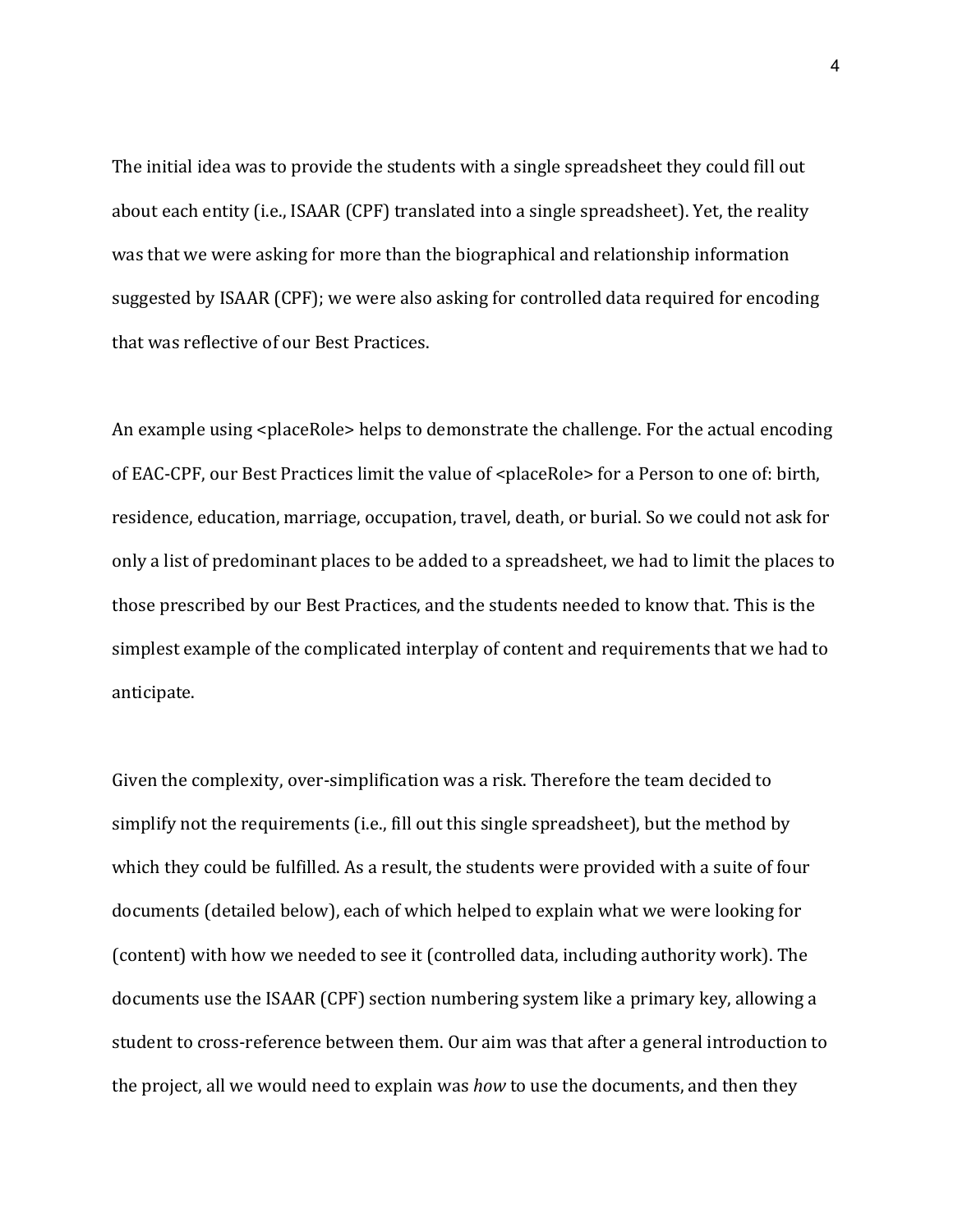The initial idea was to provide the students with a single spreadsheet they could fill out about each entity (i.e., ISAAR (CPF) translated into a single spreadsheet). Yet, the reality was that we were asking for more than the biographical and relationship information suggested by ISAAR (CPF); we were also asking for controlled data required for encoding that was reflective of our Best Practices.

An example using <placeRole> helps to demonstrate the challenge. For the actual encoding of EAC-CPF, our Best Practices limit the value of <placeRole> for a Person to one of: birth, residence, education, marriage, occupation, travel, death, or burial. So we could not ask for only a list of predominant places to be added to a spreadsheet, we had to limit the places to those prescribed by our Best Practices, and the students needed to know that. This is the simplest example of the complicated interplay of content and requirements that we had to anticipate.

Given the complexity, over-simplification was a risk. Therefore the team decided to simplify not the requirements (i.e., fill out this single spreadsheet), but the method by which they could be fulfilled. As a result, the students were provided with a suite of four documents (detailed below), each of which helped to explain what we were looking for (content) with how we needed to see it (controlled data, including authority work). The documents use the ISAAR (CPF) section numbering system like a primary key, allowing a student to cross-reference between them. Our aim was that after a general introduction to the project, all we would need to explain was *how* to use the documents, and then they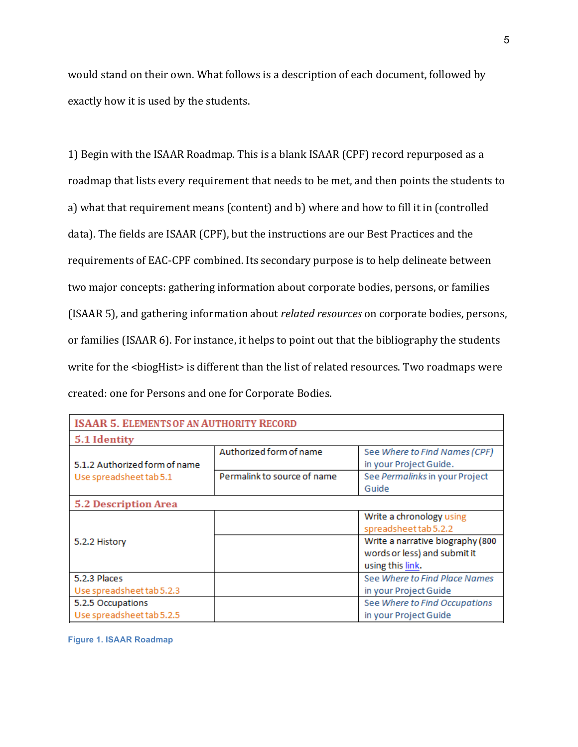would stand on their own. What follows is a description of each document, followed by exactly how it is used by the students.

1) Begin with the ISAAR Roadmap. This is a blank ISAAR (CPF) record repurposed as a roadmap that lists every requirement that needs to be met, and then points the students to a) what that requirement means (content) and b) where and how to fill it in (controlled data). The fields are ISAAR (CPF), but the instructions are our Best Practices and the requirements of EAC-CPF combined. Its secondary purpose is to help delineate between two major concepts: gathering information about corporate bodies, persons, or families (ISAAR 5), and gathering information about *related resources* on corporate bodies, persons, or families (ISAAR 6). For instance, it helps to point out that the bibliography the students write for the <biogHist> is different than the list of related resources. Two roadmaps were created: one for Persons and one for Corporate Bodies.

| **ISAAR 5. Elements of an Authority Record** | | |
|---|---|---|
| **5.1 Identity** | | |
| 5.1.2 Authorized form of name<br>Use spreadsheet tab 5.1 | Authorized form of name | See *Where to Find Names (CPF)* in your Project Guide. |
| | Permalink to source of name | See *Permalinks* in your Project Guide |
| **5.2 Description Area** | | |
| 5.2.2 History | | Write a chronology using spreadsheet tab 5.2.2 |
| | | Write a narrative biography (800 words or less) and submit it using this link. |
| 5.2.3 Places<br>Use spreadsheet tab 5.2.3 | | See *Where to Find Place Names* in your Project Guide |
| 5.2.5 Occupations<br>Use spreadsheet tab 5.2.5 | | See *Where to Find Occupations* in your Project Guide |

Figure 1. ISAAR Roadmap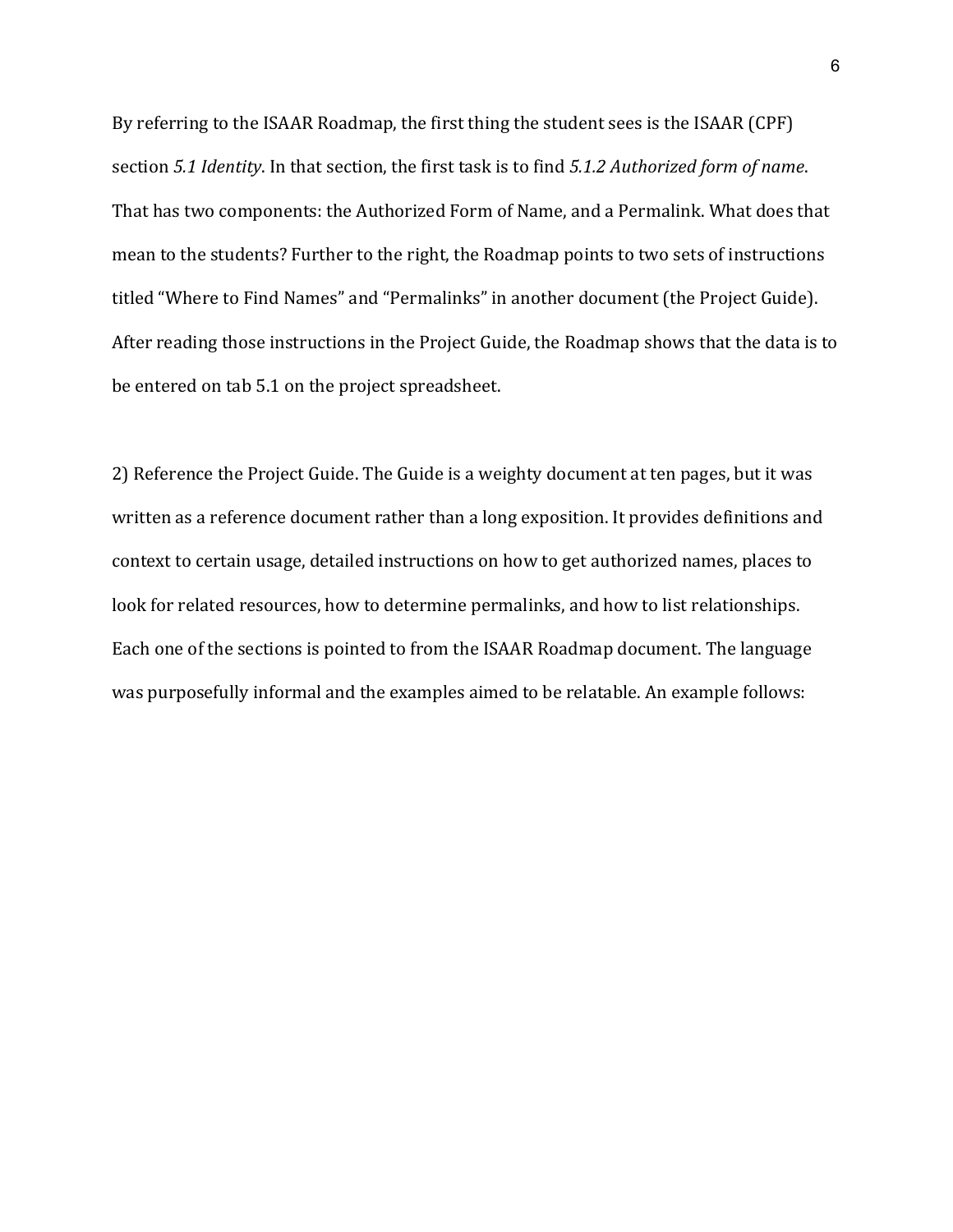By referring to the ISAAR Roadmap, the first thing the student sees is the ISAAR (CPF) section *5.1 Identity*. In that section, the first task is to find *5.1.2 Authorized form of name*. That has two components: the Authorized Form of Name, and a Permalink. What does that mean to the students? Further to the right, the Roadmap points to two sets of instructions titled "Where to Find Names" and "Permalinks" in another document (the Project Guide). After reading those instructions in the Project Guide, the Roadmap shows that the data is to be entered on tab 5.1 on the project spreadsheet.

2) Reference the Project Guide. The Guide is a weighty document at ten pages, but it was written as a reference document rather than a long exposition. It provides definitions and context to certain usage, detailed instructions on how to get authorized names, places to look for related resources, how to determine permalinks, and how to list relationships. Each one of the sections is pointed to from the ISAAR Roadmap document. The language was purposefully informal and the examples aimed to be relatable. An example follows: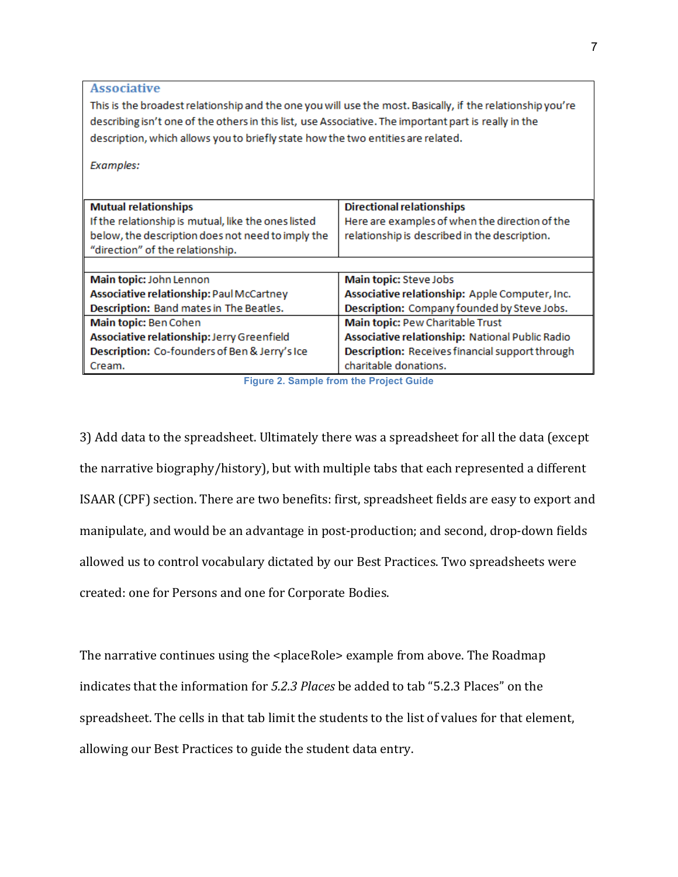| **Associative** | |
|---|---|
| This is the broadest relationship and the one you will use the most. Basically, if the relationship you're describing isn't one of the others in this list, use Associative. The important part is really in the description, which allows you to briefly state how the two entities are related. *Examples:* | |
| **Mutual relationships** If the relationship is mutual, like the ones listed below, the description does not need to imply the "direction" of the relationship. | **Directional relationships** Here are examples of when the direction of the relationship is described in the description. |
| | |
| **Main topic:** John Lennon **Associative relationship:** Paul McCartney **Description:** Band mates in The Beatles. | **Main topic:** Steve Jobs **Associative relationship:** Apple Computer, Inc. **Description:** Company founded by Steve Jobs. |
| **Main topic:** Ben Cohen **Associative relationship:** Jerry Greenfield **Description:** Co-founders of Ben & Jerry's Ice Cream. | **Main topic:** Pew Charitable Trust **Associative relationship:** National Public Radio **Description:** Receives financial support through charitable donations. |

Figure 2. Sample from the Project Guide

3) Add data to the spreadsheet. Ultimately there was a spreadsheet for all the data (except the narrative biography/history), but with multiple tabs that each represented a different ISAAR (CPF) section. There are two benefits: first, spreadsheet fields are easy to export and manipulate, and would be an advantage in post-production; and second, drop-down fields allowed us to control vocabulary dictated by our Best Practices. Two spreadsheets were created: one for Persons and one for Corporate Bodies.

The narrative continues using the <placeRole> example from above. The Roadmap indicates that the information for *5.2.3 Places* be added to tab "5.2.3 Places" on the spreadsheet. The cells in that tab limit the students to the list of values for that element, allowing our Best Practices to guide the student data entry.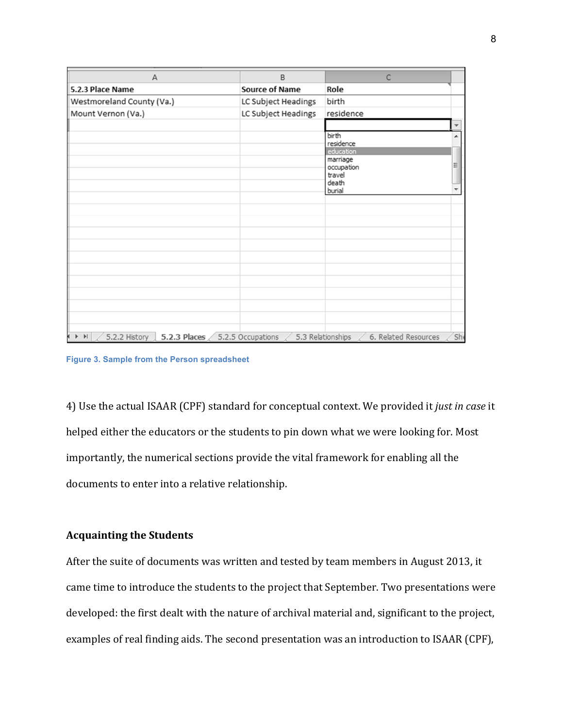| A | B | C |
|---|---|---|
| 5.2.3 Place Name | Source of Name | Role |
| Westmoreland County (Va.) | LC Subject Headings | birth |
| Mount Vernon (Va.) | LC Subject Headings | residence |
| | | birth<br>residence<br>education<br>marriage<br>occupation<br>travel<br>death<br>burial |

5.2.2 History | 5.2.3 Places | 5.2.5 Occupations | 5.3 Relationships | 6. Related Resources | She

Figure 3. Sample from the Person spreadsheet

4) Use the actual ISAAR (CPF) standard for conceptual context. We provided it *just in case* it helped either the educators or the students to pin down what we were looking for. Most importantly, the numerical sections provide the vital framework for enabling all the documents to enter into a relative relationship.

### Acquainting the Students

After the suite of documents was written and tested by team members in August 2013, it came time to introduce the students to the project that September. Two presentations were developed: the first dealt with the nature of archival material and, significant to the project, examples of real finding aids. The second presentation was an introduction to ISAAR (CPF),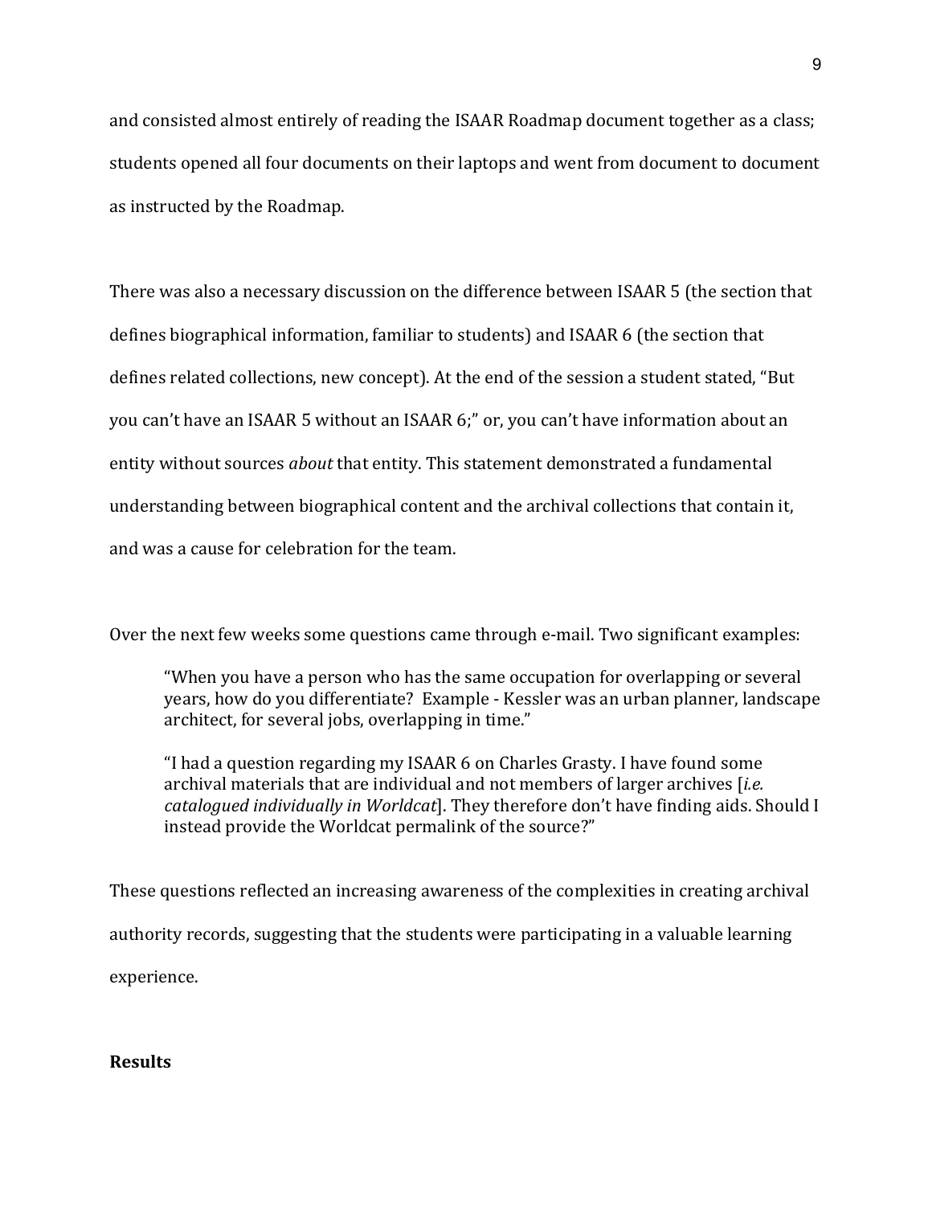and consisted almost entirely of reading the ISAAR Roadmap document together as a class; students opened all four documents on their laptops and went from document to document as instructed by the Roadmap.

There was also a necessary discussion on the difference between ISAAR 5 (the section that defines biographical information, familiar to students) and ISAAR 6 (the section that defines related collections, new concept). At the end of the session a student stated, "But you can't have an ISAAR 5 without an ISAAR 6;" or, you can't have information about an entity without sources *about* that entity. This statement demonstrated a fundamental understanding between biographical content and the archival collections that contain it, and was a cause for celebration for the team.

Over the next few weeks some questions came through e-mail. Two significant examples:

> "When you have a person who has the same occupation for overlapping or several years, how do you differentiate? Example - Kessler was an urban planner, landscape architect, for several jobs, overlapping in time."
>
> "I had a question regarding my ISAAR 6 on Charles Grasty. I have found some archival materials that are individual and not members of larger archives [*i.e. catalogued individually in Worldcat*]. They therefore don't have finding aids. Should I instead provide the Worldcat permalink of the source?"

These questions reflected an increasing awareness of the complexities in creating archival authority records, suggesting that the students were participating in a valuable learning experience.

**Results**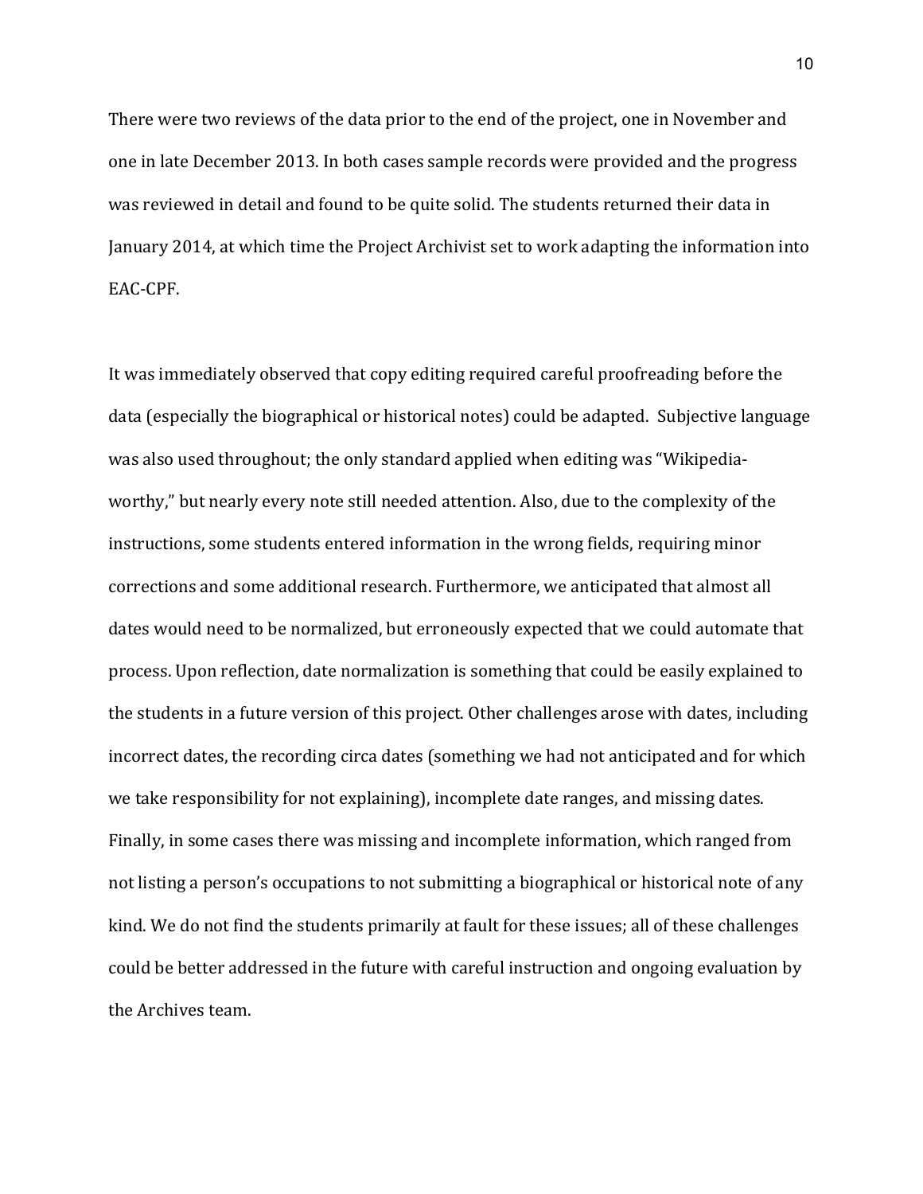There were two reviews of the data prior to the end of the project, one in November and one in late December 2013. In both cases sample records were provided and the progress was reviewed in detail and found to be quite solid. The students returned their data in January 2014, at which time the Project Archivist set to work adapting the information into EAC-CPF.

It was immediately observed that copy editing required careful proofreading before the data (especially the biographical or historical notes) could be adapted. Subjective language was also used throughout; the only standard applied when editing was "Wikipedia-worthy," but nearly every note still needed attention. Also, due to the complexity of the instructions, some students entered information in the wrong fields, requiring minor corrections and some additional research. Furthermore, we anticipated that almost all dates would need to be normalized, but erroneously expected that we could automate that process. Upon reflection, date normalization is something that could be easily explained to the students in a future version of this project. Other challenges arose with dates, including incorrect dates, the recording circa dates (something we had not anticipated and for which we take responsibility for not explaining), incomplete date ranges, and missing dates. Finally, in some cases there was missing and incomplete information, which ranged from not listing a person's occupations to not submitting a biographical or historical note of any kind. We do not find the students primarily at fault for these issues; all of these challenges could be better addressed in the future with careful instruction and ongoing evaluation by the Archives team.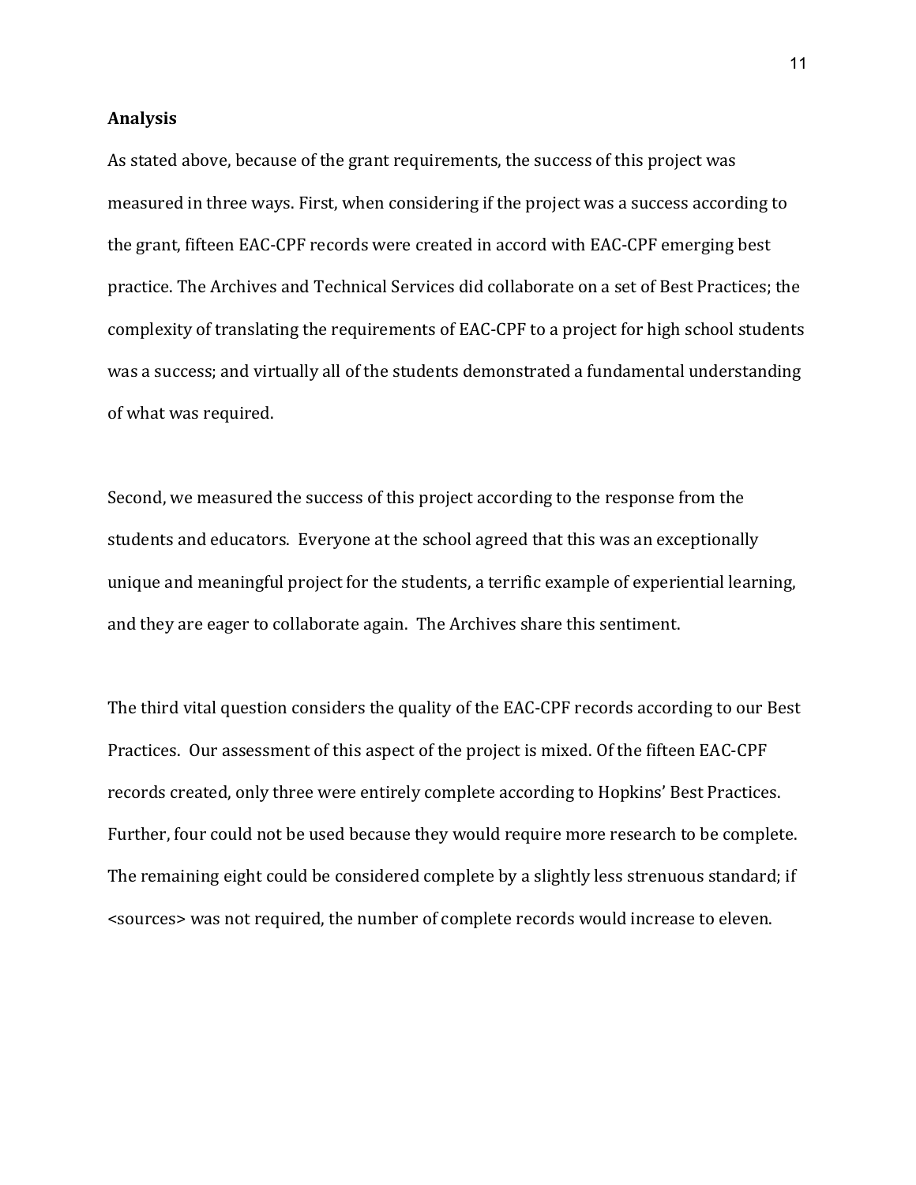**Analysis**

As stated above, because of the grant requirements, the success of this project was measured in three ways. First, when considering if the project was a success according to the grant, fifteen EAC-CPF records were created in accord with EAC-CPF emerging best practice. The Archives and Technical Services did collaborate on a set of Best Practices; the complexity of translating the requirements of EAC-CPF to a project for high school students was a success; and virtually all of the students demonstrated a fundamental understanding of what was required.

Second, we measured the success of this project according to the response from the students and educators. Everyone at the school agreed that this was an exceptionally unique and meaningful project for the students, a terrific example of experiential learning, and they are eager to collaborate again. The Archives share this sentiment.

The third vital question considers the quality of the EAC-CPF records according to our Best Practices. Our assessment of this aspect of the project is mixed. Of the fifteen EAC-CPF records created, only three were entirely complete according to Hopkins' Best Practices. Further, four could not be used because they would require more research to be complete. The remaining eight could be considered complete by a slightly less strenuous standard; if <sources> was not required, the number of complete records would increase to eleven.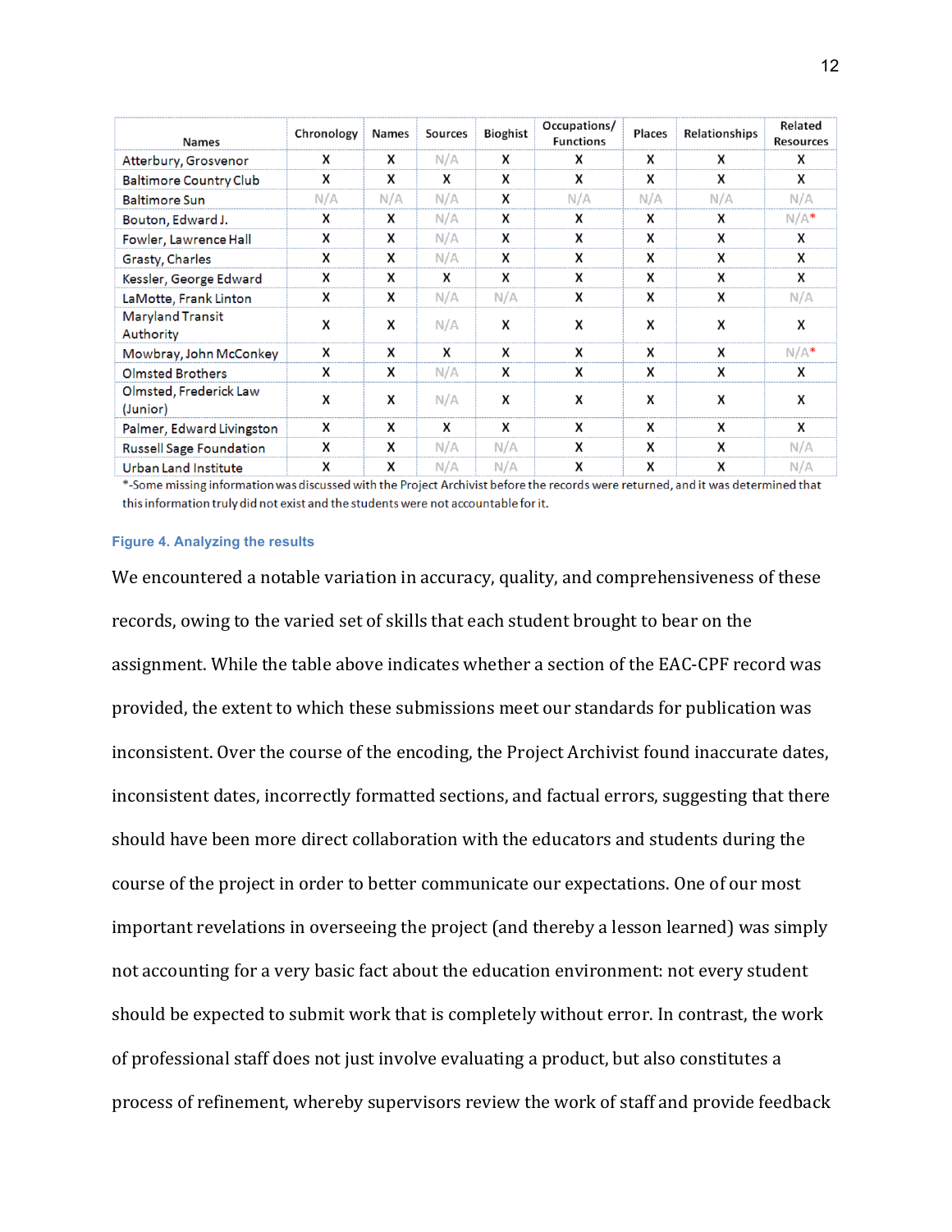| Names | Chronology | Names | Sources | Bioghist | Occupations/ Functions | Places | Relationships | Related Resources |
|---|---|---|---|---|---|---|---|---|
| Atterbury, Grosvenor | X | X | N/A | X | X | X | X | X |
| Baltimore Country Club | X | X | X | X | X | X | X | X |
| Baltimore Sun | N/A | N/A | N/A | X | N/A | N/A | N/A | N/A |
| Bouton, Edward J. | X | X | N/A | X | X | X | X | N/A* |
| Fowler, Lawrence Hall | X | X | N/A | X | X | X | X | X |
| Grasty, Charles | X | X | N/A | X | X | X | X | X |
| Kessler, George Edward | X | X | X | X | X | X | X | X |
| LaMotte, Frank Linton | X | X | N/A | N/A | X | X | X | N/A |
| Maryland Transit Authority | X | X | N/A | X | X | X | X | X |
| Mowbray, John McConkey | X | X | X | X | X | X | X | N/A* |
| Olmsted Brothers | X | X | N/A | X | X | X | X | X |
| Olmsted, Frederick Law (Junior) | X | X | N/A | X | X | X | X | X |
| Palmer, Edward Livingston | X | X | X | X | X | X | X | X |
| Russell Sage Foundation | X | X | N/A | N/A | X | X | X | N/A |
| Urban Land Institute | X | X | N/A | N/A | X | X | X | N/A |

*-Some missing information was discussed with the Project Archivist before the records were returned, and it was determined that this information truly did not exist and the students were not accountable for it.

**Figure 4. Analyzing the results**

We encountered a notable variation in accuracy, quality, and comprehensiveness of these records, owing to the varied set of skills that each student brought to bear on the assignment. While the table above indicates whether a section of the EAC-CPF record was provided, the extent to which these submissions meet our standards for publication was inconsistent. Over the course of the encoding, the Project Archivist found inaccurate dates, inconsistent dates, incorrectly formatted sections, and factual errors, suggesting that there should have been more direct collaboration with the educators and students during the course of the project in order to better communicate our expectations. One of our most important revelations in overseeing the project (and thereby a lesson learned) was simply not accounting for a very basic fact about the education environment: not every student should be expected to submit work that is completely without error. In contrast, the work of professional staff does not just involve evaluating a product, but also constitutes a process of refinement, whereby supervisors review the work of staff and provide feedback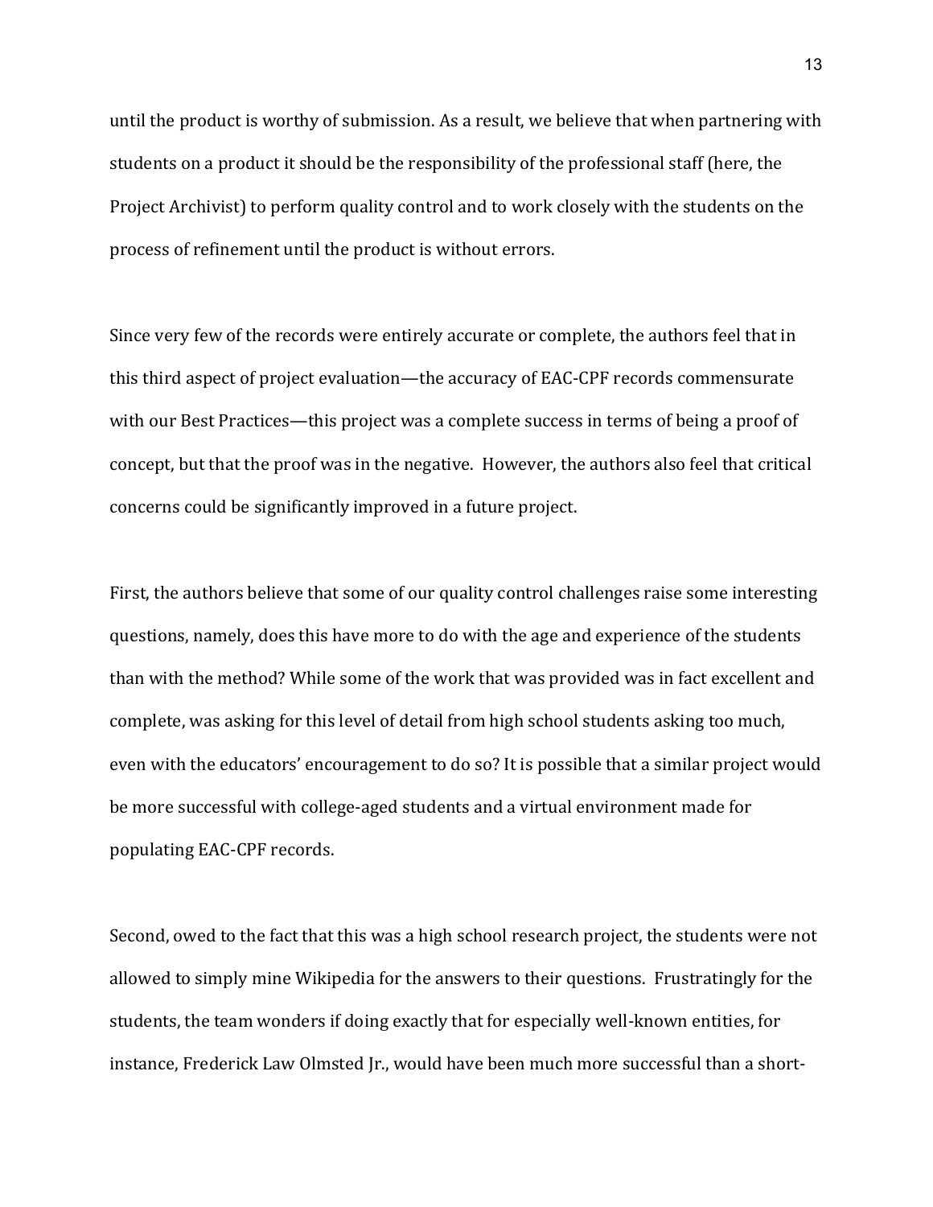until the product is worthy of submission. As a result, we believe that when partnering with students on a product it should be the responsibility of the professional staff (here, the Project Archivist) to perform quality control and to work closely with the students on the process of refinement until the product is without errors.

Since very few of the records were entirely accurate or complete, the authors feel that in this third aspect of project evaluation—the accuracy of EAC-CPF records commensurate with our Best Practices—this project was a complete success in terms of being a proof of concept, but that the proof was in the negative. However, the authors also feel that critical concerns could be significantly improved in a future project.

First, the authors believe that some of our quality control challenges raise some interesting questions, namely, does this have more to do with the age and experience of the students than with the method? While some of the work that was provided was in fact excellent and complete, was asking for this level of detail from high school students asking too much, even with the educators' encouragement to do so? It is possible that a similar project would be more successful with college-aged students and a virtual environment made for populating EAC-CPF records.

Second, owed to the fact that this was a high school research project, the students were not allowed to simply mine Wikipedia for the answers to their questions. Frustratingly for the students, the team wonders if doing exactly that for especially well-known entities, for instance, Frederick Law Olmsted Jr., would have been much more successful than a short-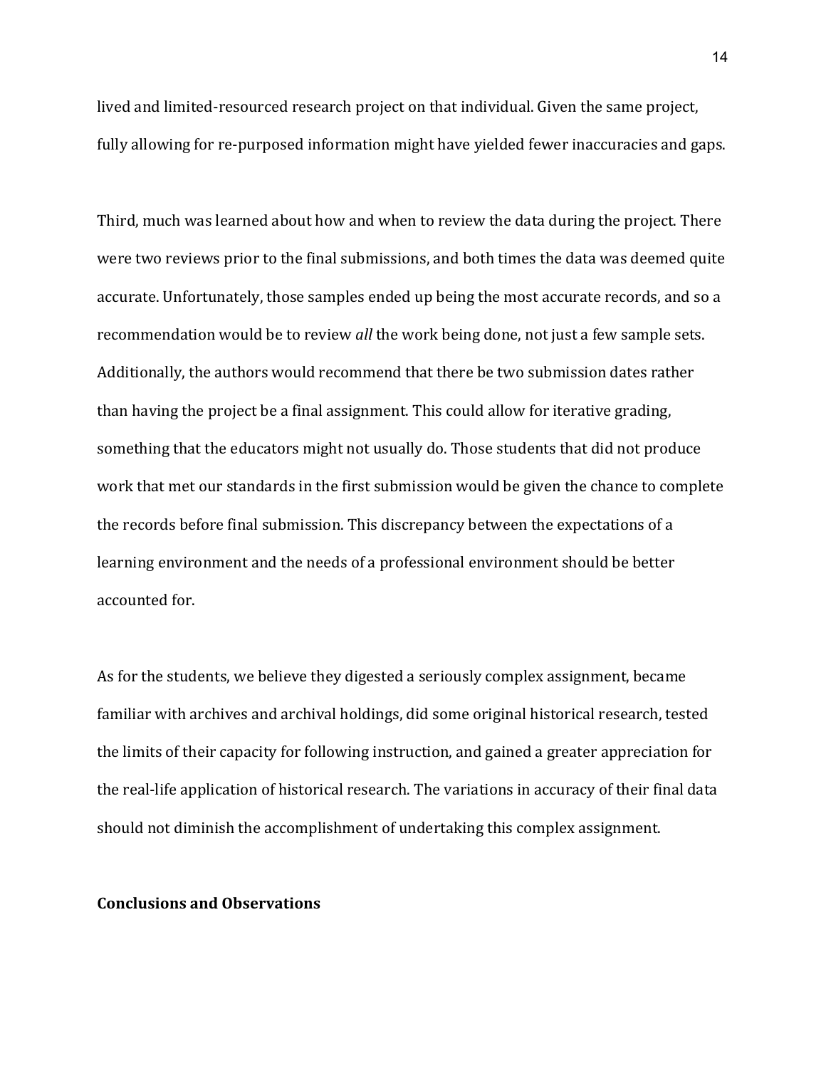lived and limited-resourced research project on that individual. Given the same project, fully allowing for re-purposed information might have yielded fewer inaccuracies and gaps.

Third, much was learned about how and when to review the data during the project. There were two reviews prior to the final submissions, and both times the data was deemed quite accurate. Unfortunately, those samples ended up being the most accurate records, and so a recommendation would be to review *all* the work being done, not just a few sample sets. Additionally, the authors would recommend that there be two submission dates rather than having the project be a final assignment. This could allow for iterative grading, something that the educators might not usually do. Those students that did not produce work that met our standards in the first submission would be given the chance to complete the records before final submission. This discrepancy between the expectations of a learning environment and the needs of a professional environment should be better accounted for.

As for the students, we believe they digested a seriously complex assignment, became familiar with archives and archival holdings, did some original historical research, tested the limits of their capacity for following instruction, and gained a greater appreciation for the real-life application of historical research. The variations in accuracy of their final data should not diminish the accomplishment of undertaking this complex assignment.

## Conclusions and Observations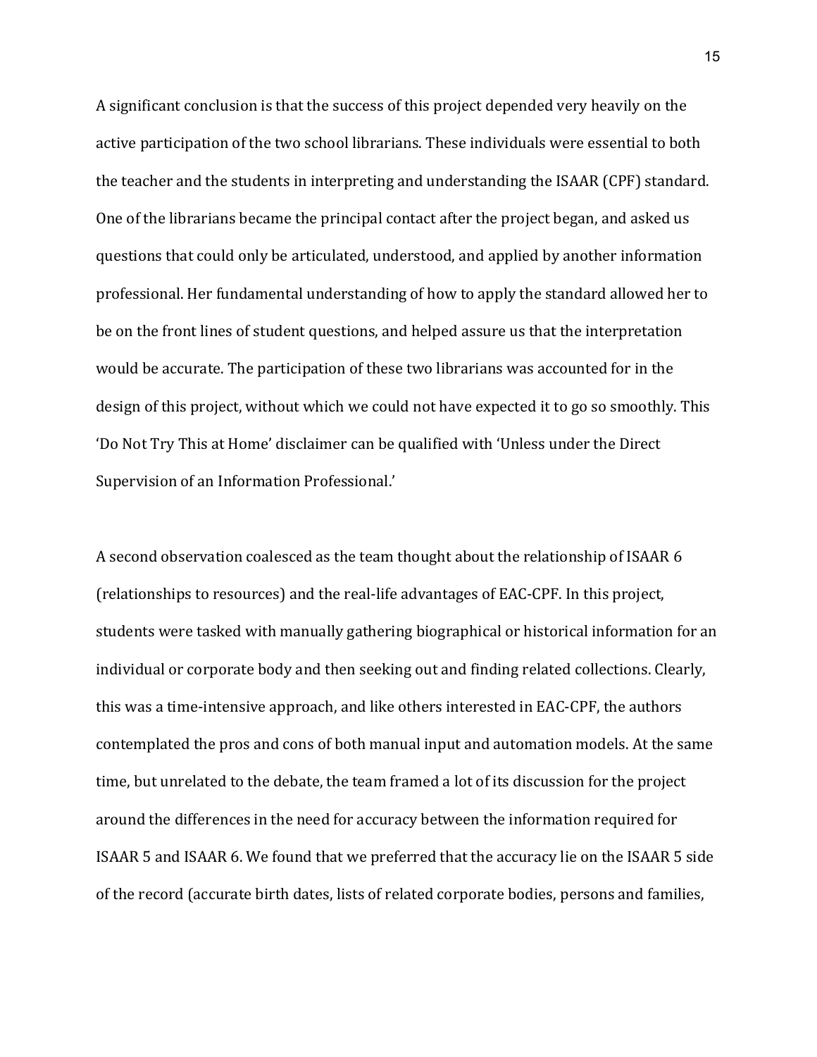A significant conclusion is that the success of this project depended very heavily on the active participation of the two school librarians. These individuals were essential to both the teacher and the students in interpreting and understanding the ISAAR (CPF) standard. One of the librarians became the principal contact after the project began, and asked us questions that could only be articulated, understood, and applied by another information professional. Her fundamental understanding of how to apply the standard allowed her to be on the front lines of student questions, and helped assure us that the interpretation would be accurate. The participation of these two librarians was accounted for in the design of this project, without which we could not have expected it to go so smoothly. This 'Do Not Try This at Home' disclaimer can be qualified with 'Unless under the Direct Supervision of an Information Professional.'

A second observation coalesced as the team thought about the relationship of ISAAR 6 (relationships to resources) and the real-life advantages of EAC-CPF. In this project, students were tasked with manually gathering biographical or historical information for an individual or corporate body and then seeking out and finding related collections. Clearly, this was a time-intensive approach, and like others interested in EAC-CPF, the authors contemplated the pros and cons of both manual input and automation models. At the same time, but unrelated to the debate, the team framed a lot of its discussion for the project around the differences in the need for accuracy between the information required for ISAAR 5 and ISAAR 6. We found that we preferred that the accuracy lie on the ISAAR 5 side of the record (accurate birth dates, lists of related corporate bodies, persons and families,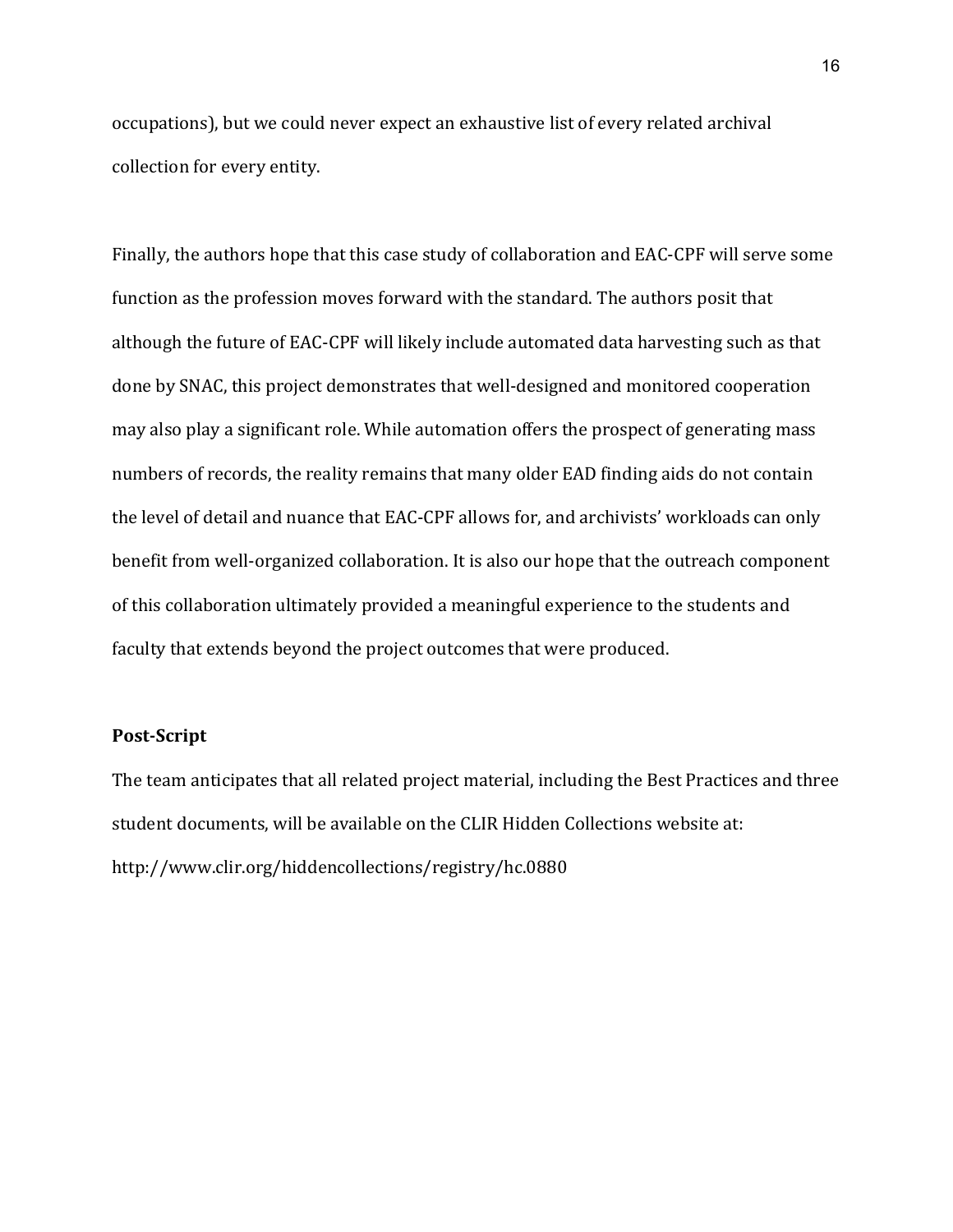occupations), but we could never expect an exhaustive list of every related archival collection for every entity.

Finally, the authors hope that this case study of collaboration and EAC-CPF will serve some function as the profession moves forward with the standard. The authors posit that although the future of EAC-CPF will likely include automated data harvesting such as that done by SNAC, this project demonstrates that well-designed and monitored cooperation may also play a significant role. While automation offers the prospect of generating mass numbers of records, the reality remains that many older EAD finding aids do not contain the level of detail and nuance that EAC-CPF allows for, and archivists' workloads can only benefit from well-organized collaboration. It is also our hope that the outreach component of this collaboration ultimately provided a meaningful experience to the students and faculty that extends beyond the project outcomes that were produced.

**Post-Script**

The team anticipates that all related project material, including the Best Practices and three student documents, will be available on the CLIR Hidden Collections website at: http://www.clir.org/hiddencollections/registry/hc.0880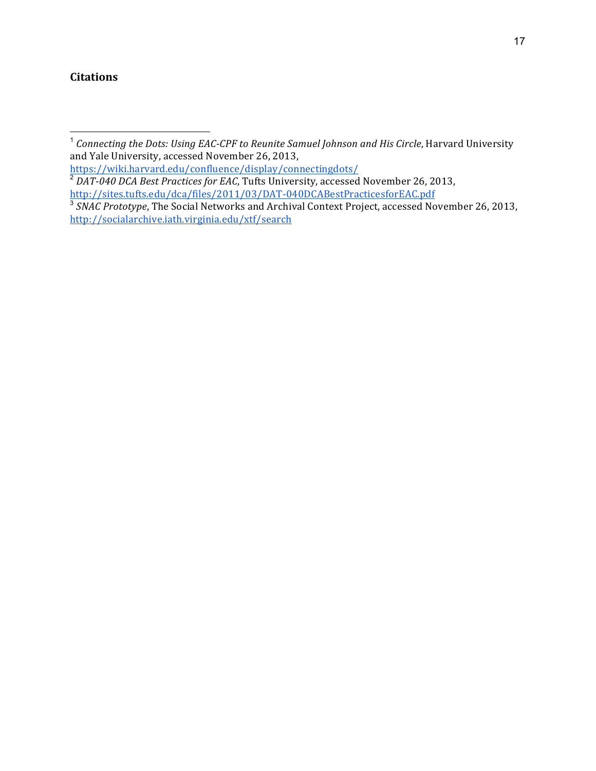**Citations**

[1] *Connecting the Dots: Using EAC-CPF to Reunite Samuel Johnson and His Circle*, Harvard University and Yale University, accessed November 26, 2013, https://wiki.harvard.edu/confluence/display/connectingdots/

[2] *DAT-040 DCA Best Practices for EAC*, Tufts University, accessed November 26, 2013, http://sites.tufts.edu/dca/files/2011/03/DAT-040DCABestPracticesforEAC.pdf

[3] *SNAC Prototype*, The Social Networks and Archival Context Project, accessed November 26, 2013, http://socialarchive.iath.virginia.edu/xtf/search